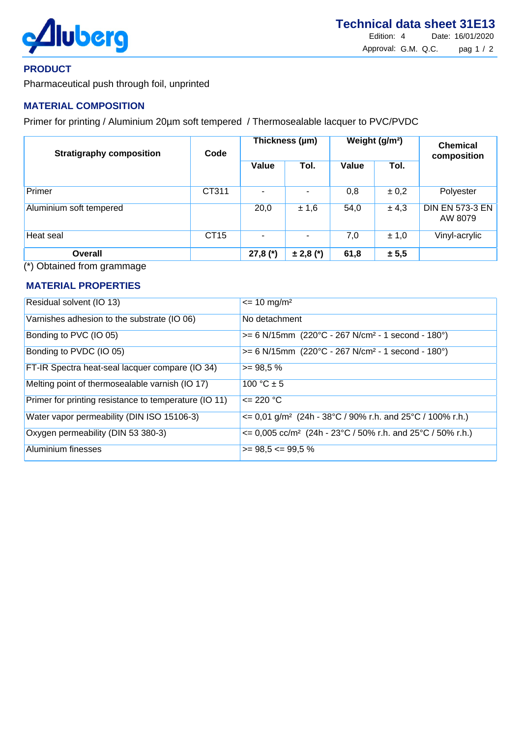# Technical data sheet 31E13

Edition: 4 Date: 16/01/2020

Approval: G.M. Q.C.

## PRODUCT

Pharmaceutical push through foil, unprinted

## MATERIAL COMPOSITION

Primer for printing / Aluminium 20µm soft tempered / Thermosealable lacquer to PVC/PVDC

| Stratigraphy composition | Code | Thickness (µm) | | Weight (g/m²) | | Chemical composition |
|---|---|---|---|---|---|---|
| | | Value | Tol. | Value | Tol. | |
| Primer | CT311 | - | - | 0,8 | ± 0,2 | Polyester |
| Aluminium soft tempered | | 20,0 | ± 1,6 | 54,0 | ± 4,3 | DIN EN 573-3 EN AW 8079 |
| Heat seal | CT15 | - | - | 7,0 | ± 1,0 | Vinyl-acrylic |
| **Overall** | | **27,8 (*)** | **± 2,8 (*)** | **61,8** | **± 5,5** | |

(*) Obtained from grammage

## MATERIAL PROPERTIES

| | |
|---|---|
| Residual solvent (IO 13) | <= 10 mg/m² |
| Varnishes adhesion to the substrate (IO 06) | No detachment |
| Bonding to PVC (IO 05) | >= 6 N/15mm (220°C - 267 N/cm² - 1 second - 180°) |
| Bonding to PVDC (IO 05) | >= 6 N/15mm (220°C - 267 N/cm² - 1 second - 180°) |
| FT-IR Spectra heat-seal lacquer compare (IO 34) | >= 98,5 % |
| Melting point of thermosealable varnish (IO 17) | 100 °C ± 5 |
| Primer for printing resistance to temperature (IO 11) | <= 220 °C |
| Water vapor permeability (DIN ISO 15106-3) | <= 0,01 g/m² (24h - 38°C / 90% r.h. and 25°C / 100% r.h.) |
| Oxygen permeability (DIN 53 380-3) | <= 0,005 cc/m² (24h - 23°C / 50% r.h. and 25°C / 50% r.h.) |
| Aluminium finesses | >= 98,5 <= 99,5 % |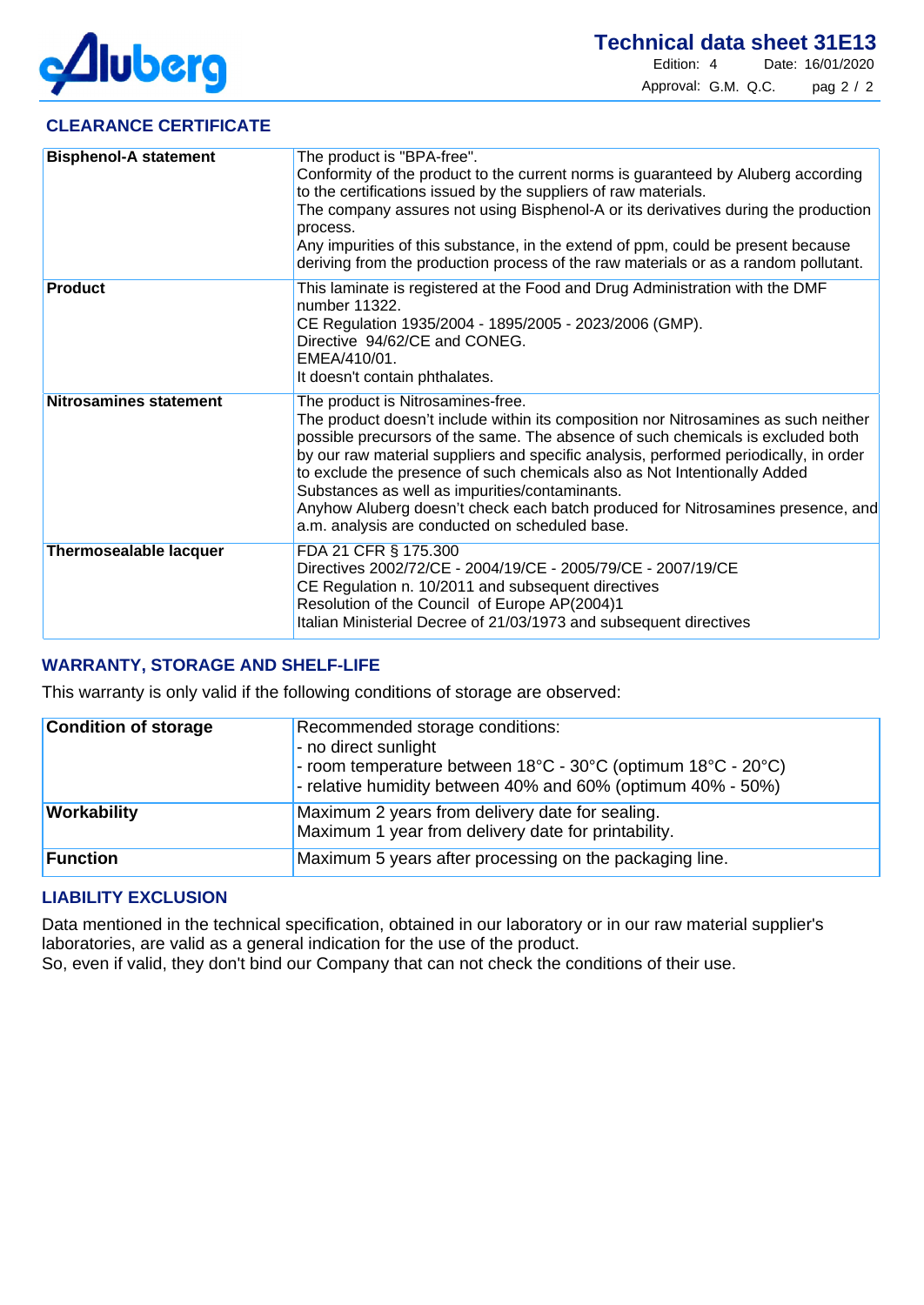## CLEARANCE CERTIFICATE

| | |
|---|---|
| **Bisphenol-A statement** | The product is "BPA-free".<br>Conformity of the product to the current norms is guaranteed by Aluberg according to the certifications issued by the suppliers of raw materials.<br>The company assures not using Bisphenol-A or its derivatives during the production process.<br>Any impurities of this substance, in the extend of ppm, could be present because deriving from the production process of the raw materials or as a random pollutant. |
| **Product** | This laminate is registered at the Food and Drug Administration with the DMF number 11322.<br>CE Regulation 1935/2004 - 1895/2005 - 2023/2006 (GMP).<br>Directive 94/62/CE and CONEG.<br>EMEA/410/01.<br>It doesn't contain phthalates. |
| **Nitrosamines statement** | The product is Nitrosamines-free.<br>The product doesn't include within its composition nor Nitrosamines as such neither possible precursors of the same. The absence of such chemicals is excluded both by our raw material suppliers and specific analysis, performed periodically, in order to exclude the presence of such chemicals also as Not Intentionally Added Substances as well as impurities/contaminants.<br>Anyhow Aluberg doesn't check each batch produced for Nitrosamines presence, and a.m. analysis are conducted on scheduled base. |
| **Thermosealable lacquer** | FDA 21 CFR § 175.300<br>Directives 2002/72/CE - 2004/19/CE - 2005/79/CE - 2007/19/CE<br>CE Regulation n. 10/2011 and subsequent directives<br>Resolution of the Council of Europe AP(2004)1<br>Italian Ministerial Decree of 21/03/1973 and subsequent directives |

## WARRANTY, STORAGE AND SHELF-LIFE

This warranty is only valid if the following conditions of storage are observed:

| | |
|---|---|
| **Condition of storage** | Recommended storage conditions:<br>- no direct sunlight<br>- room temperature between 18°C - 30°C (optimum 18°C - 20°C)<br>- relative humidity between 40% and 60% (optimum 40% - 50%) |
| **Workability** | Maximum 2 years from delivery date for sealing.<br>Maximum 1 year from delivery date for printability. |
| **Function** | Maximum 5 years after processing on the packaging line. |

## LIABILITY EXCLUSION

Data mentioned in the technical specification, obtained in our laboratory or in our raw material supplier's laboratories, are valid as a general indication for the use of the product.
So, even if valid, they don't bind our Company that can not check the conditions of their use.